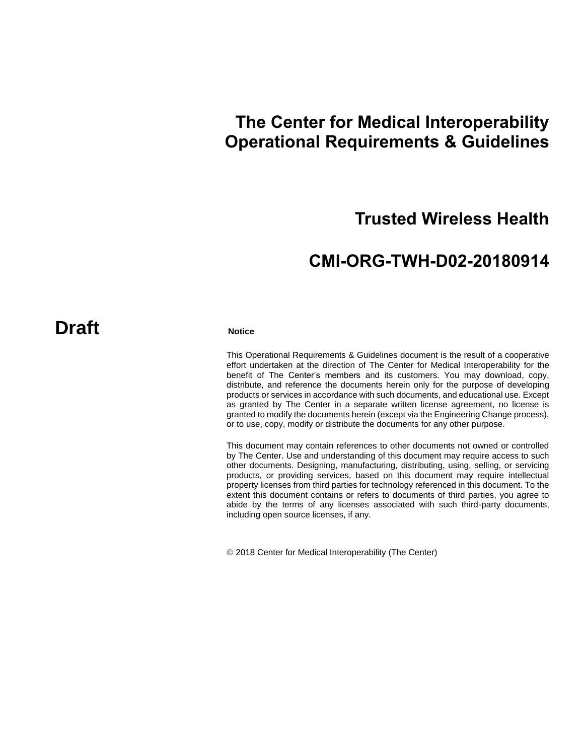# The Center for Medical Interoperability Operational Requirements & Guidelines

## Trusted Wireless Health

## CMI-ORG-TWH-D02-20180914

**Draft**

**Notice**

This Operational Requirements & Guidelines document is the result of a cooperative effort undertaken at the direction of The Center for Medical Interoperability for the benefit of The Center's members and its customers. You may download, copy, distribute, and reference the documents herein only for the purpose of developing products or services in accordance with such documents, and educational use. Except as granted by The Center in a separate written license agreement, no license is granted to modify the documents herein (except via the Engineering Change process), or to use, copy, modify or distribute the documents for any other purpose.

This document may contain references to other documents not owned or controlled by The Center. Use and understanding of this document may require access to such other documents. Designing, manufacturing, distributing, using, selling, or servicing products, or providing services, based on this document may require intellectual property licenses from third parties for technology referenced in this document. To the extent this document contains or refers to documents of third parties, you agree to abide by the terms of any licenses associated with such third-party documents, including open source licenses, if any.

© 2018 Center for Medical Interoperability (The Center)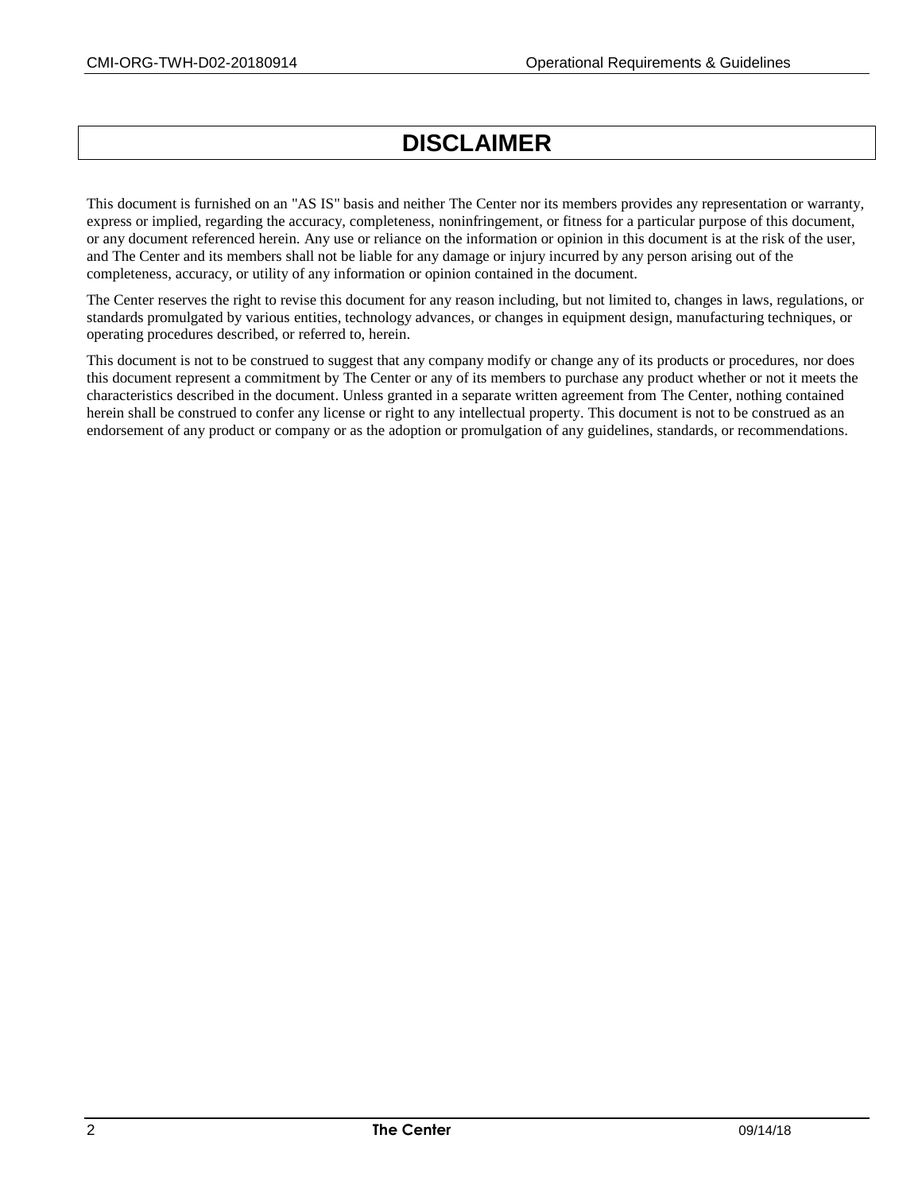# DISCLAIMER

This document is furnished on an "AS IS" basis and neither The Center nor its members provides any representation or warranty, express or implied, regarding the accuracy, completeness, noninfringement, or fitness for a particular purpose of this document, or any document referenced herein. Any use or reliance on the information or opinion in this document is at the risk of the user, and The Center and its members shall not be liable for any damage or injury incurred by any person arising out of the completeness, accuracy, or utility of any information or opinion contained in the document.

The Center reserves the right to revise this document for any reason including, but not limited to, changes in laws, regulations, or standards promulgated by various entities, technology advances, or changes in equipment design, manufacturing techniques, or operating procedures described, or referred to, herein.

This document is not to be construed to suggest that any company modify or change any of its products or procedures, nor does this document represent a commitment by The Center or any of its members to purchase any product whether or not it meets the characteristics described in the document. Unless granted in a separate written agreement from The Center, nothing contained herein shall be construed to confer any license or right to any intellectual property. This document is not to be construed as an endorsement of any product or company or as the adoption or promulgation of any guidelines, standards, or recommendations.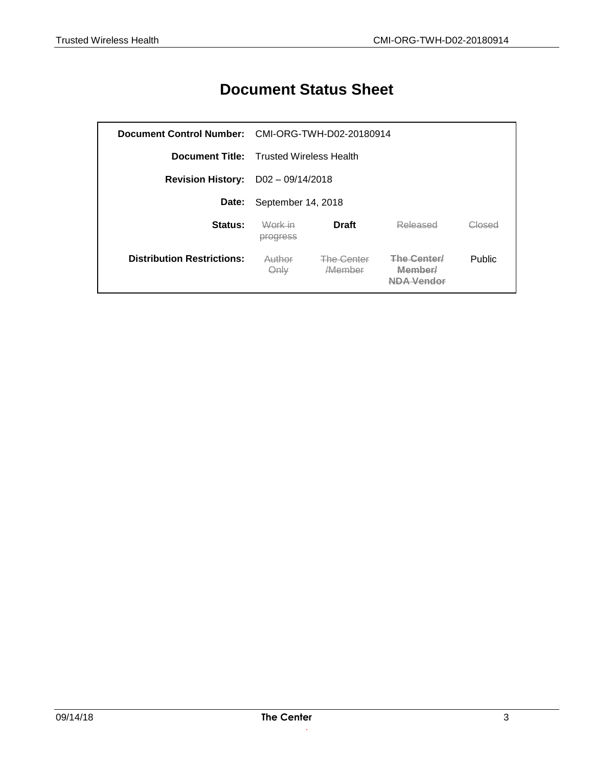# Document Status Sheet

| | | | | |
|---|---|---|---|---|
| **Document Control Number:** | CMI-ORG-TWH-D02-20180914 | | | |
| **Document Title:** | Trusted Wireless Health | | | |
| **Revision History:** | D02 – 09/14/2018 | | | |
| **Date:** | September 14, 2018 | | | |
| **Status:** | ~~Work in progress~~ | **Draft** | ~~Released~~ | ~~Closed~~ |
| **Distribution Restrictions:** | ~~Author Only~~ | ~~The Center /Member~~ | ~~**The Center/ Member/ NDA Vendor**~~ | Public |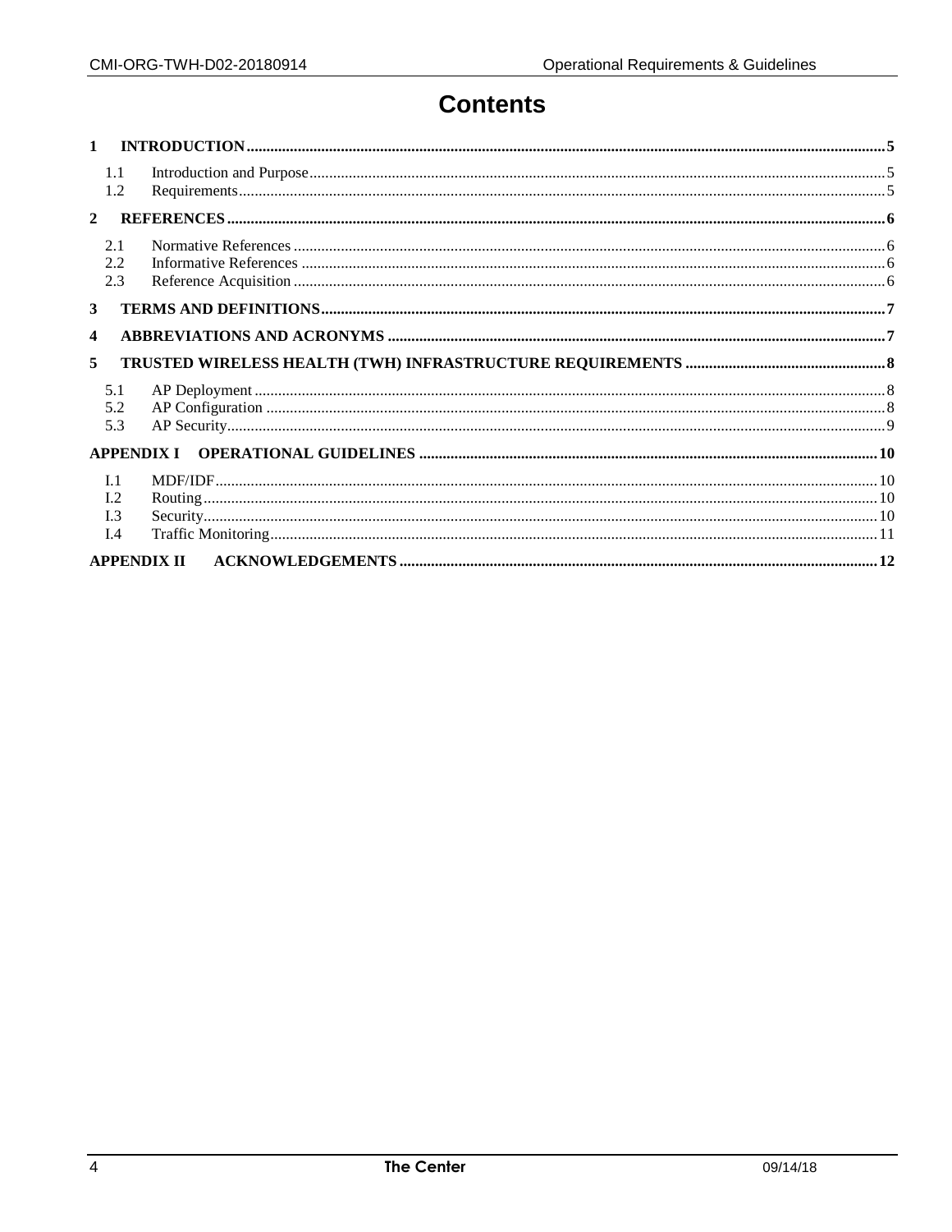# Contents

**1 INTRODUCTION** ... 5

- 1.1 Introduction and Purpose ... 5
- 1.2 Requirements ... 5

**2 REFERENCES** ... 6

- 2.1 Normative References ... 6
- 2.2 Informative References ... 6
- 2.3 Reference Acquisition ... 6

**3 TERMS AND DEFINITIONS** ... 7

**4 ABBREVIATIONS AND ACRONYMS** ... 7

**5 TRUSTED WIRELESS HEALTH (TWH) INFRASTRUCTURE REQUIREMENTS** ... 8

- 5.1 AP Deployment ... 8
- 5.2 AP Configuration ... 8
- 5.3 AP Security ... 9

**APPENDIX I OPERATIONAL GUIDELINES** ... 10

- I.1 MDF/IDF ... 10
- I.2 Routing ... 10
- I.3 Security ... 10
- I.4 Traffic Monitoring ... 11

**APPENDIX II ACKNOWLEDGEMENTS** ... 12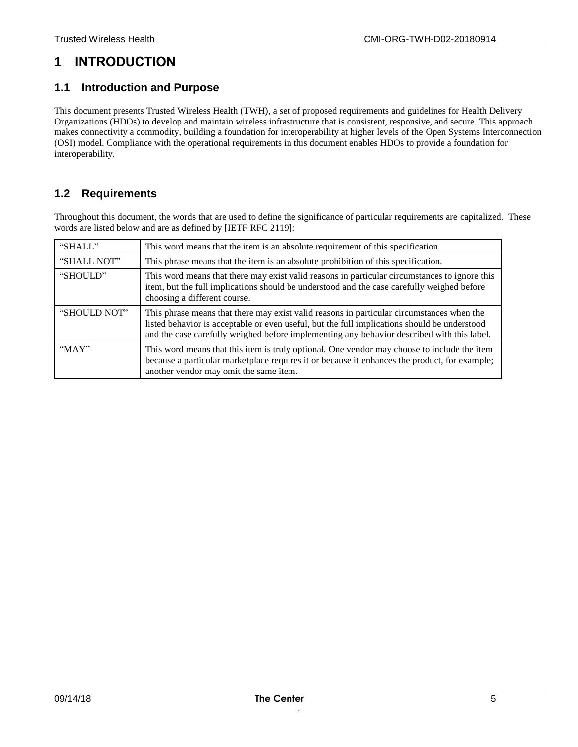# 1 INTRODUCTION

## 1.1 Introduction and Purpose

This document presents Trusted Wireless Health (TWH), a set of proposed requirements and guidelines for Health Delivery Organizations (HDOs) to develop and maintain wireless infrastructure that is consistent, responsive, and secure. This approach makes connectivity a commodity, building a foundation for interoperability at higher levels of the Open Systems Interconnection (OSI) model. Compliance with the operational requirements in this document enables HDOs to provide a foundation for interoperability.

## 1.2 Requirements

Throughout this document, the words that are used to define the significance of particular requirements are capitalized. These words are listed below and are as defined by [IETF RFC 2119]:

| | |
|---|---|
| "SHALL" | This word means that the item is an absolute requirement of this specification. |
| "SHALL NOT" | This phrase means that the item is an absolute prohibition of this specification. |
| "SHOULD" | This word means that there may exist valid reasons in particular circumstances to ignore this item, but the full implications should be understood and the case carefully weighed before choosing a different course. |
| "SHOULD NOT" | This phrase means that there may exist valid reasons in particular circumstances when the listed behavior is acceptable or even useful, but the full implications should be understood and the case carefully weighed before implementing any behavior described with this label. |
| "MAY" | This word means that this item is truly optional. One vendor may choose to include the item because a particular marketplace requires it or because it enhances the product, for example; another vendor may omit the same item. |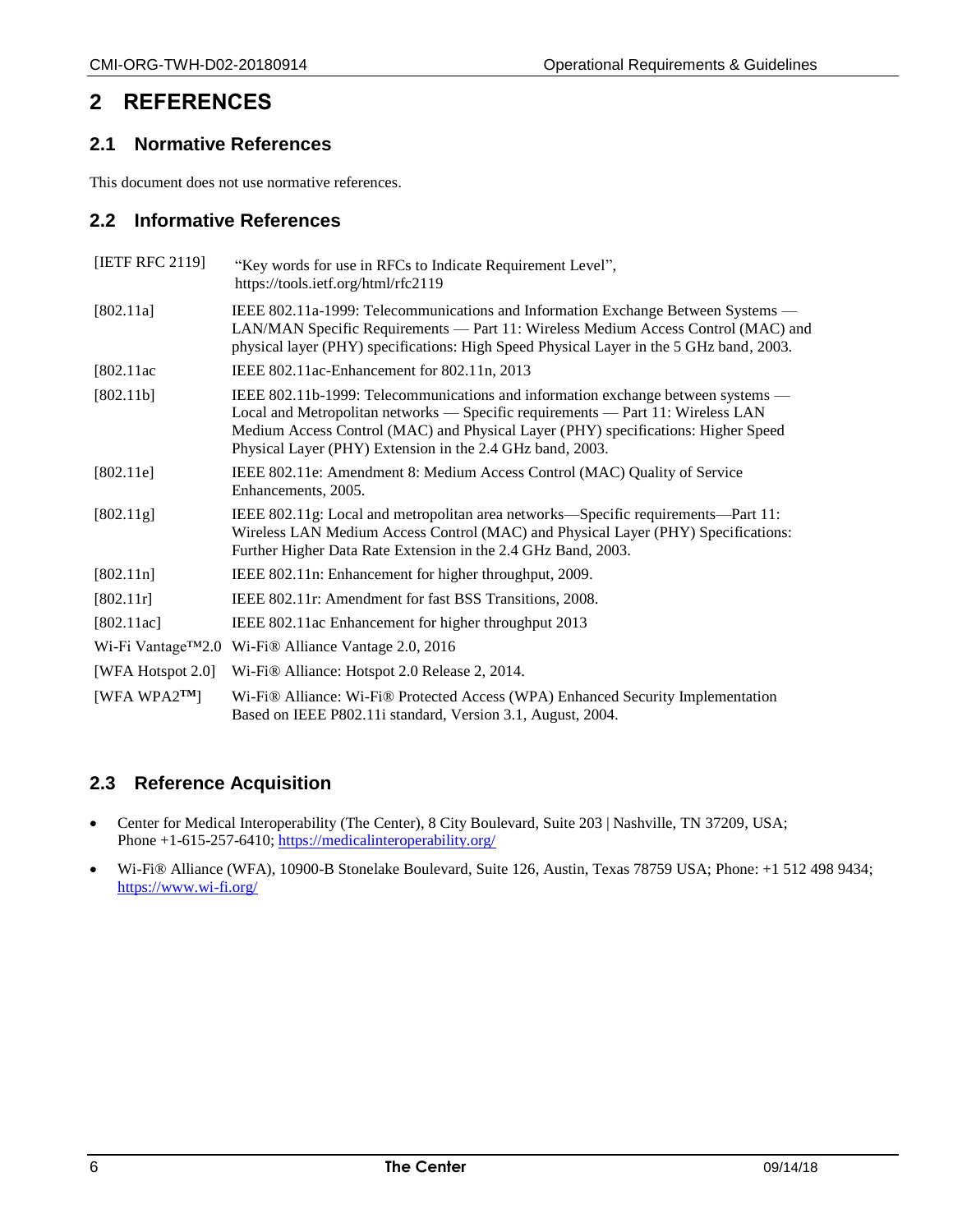# 2 REFERENCES

## 2.1 Normative References

This document does not use normative references.

## 2.2 Informative References

| | |
|---|---|
| [IETF RFC 2119] | "Key words for use in RFCs to Indicate Requirement Level", https://tools.ietf.org/html/rfc2119 |
| [802.11a] | IEEE 802.11a-1999: Telecommunications and Information Exchange Between Systems — LAN/MAN Specific Requirements — Part 11: Wireless Medium Access Control (MAC) and physical layer (PHY) specifications: High Speed Physical Layer in the 5 GHz band, 2003. |
| [802.11ac | IEEE 802.11ac-Enhancement for 802.11n, 2013 |
| [802.11b] | IEEE 802.11b-1999: Telecommunications and information exchange between systems — Local and Metropolitan networks — Specific requirements — Part 11: Wireless LAN Medium Access Control (MAC) and Physical Layer (PHY) specifications: Higher Speed Physical Layer (PHY) Extension in the 2.4 GHz band, 2003. |
| [802.11e] | IEEE 802.11e: Amendment 8: Medium Access Control (MAC) Quality of Service Enhancements, 2005. |
| [802.11g] | IEEE 802.11g: Local and metropolitan area networks—Specific requirements—Part 11: Wireless LAN Medium Access Control (MAC) and Physical Layer (PHY) Specifications: Further Higher Data Rate Extension in the 2.4 GHz Band, 2003. |
| [802.11n] | IEEE 802.11n: Enhancement for higher throughput, 2009. |
| [802.11r] | IEEE 802.11r: Amendment for fast BSS Transitions, 2008. |
| [802.11ac] | IEEE 802.11ac Enhancement for higher throughput 2013 |
| Wi-Fi Vantage™2.0 | Wi-Fi® Alliance Vantage 2.0, 2016 |
| [WFA Hotspot 2.0] | Wi-Fi® Alliance: Hotspot 2.0 Release 2, 2014. |
| [WFA WPA2™] | Wi-Fi® Alliance: Wi-Fi® Protected Access (WPA) Enhanced Security Implementation Based on IEEE P802.11i standard, Version 3.1, August, 2004. |

## 2.3 Reference Acquisition

- Center for Medical Interoperability (The Center), 8 City Boulevard, Suite 203 | Nashville, TN 37209, USA; Phone +1-615-257-6410; https://medicalinteroperability.org/
- Wi-Fi® Alliance (WFA), 10900-B Stonelake Boulevard, Suite 126, Austin, Texas 78759 USA; Phone: +1 512 498 9434; https://www.wi-fi.org/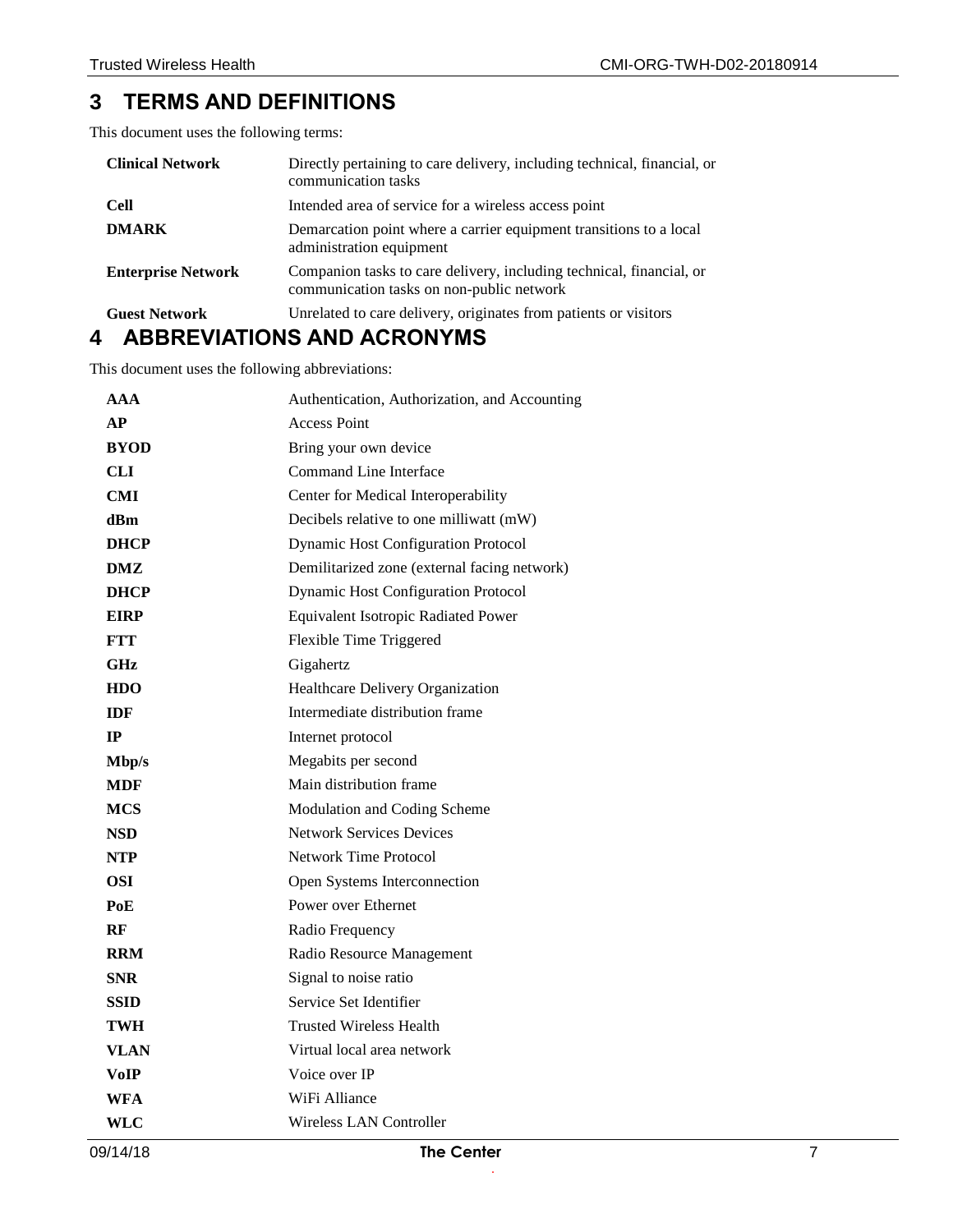# 3 TERMS AND DEFINITIONS

This document uses the following terms:

| | |
|---|---|
| **Clinical Network** | Directly pertaining to care delivery, including technical, financial, or communication tasks |
| **Cell** | Intended area of service for a wireless access point |
| **DMARK** | Demarcation point where a carrier equipment transitions to a local administration equipment |
| **Enterprise Network** | Companion tasks to care delivery, including technical, financial, or communication tasks on non-public network |
| **Guest Network** | Unrelated to care delivery, originates from patients or visitors |

# 4 ABBREVIATIONS AND ACRONYMS

This document uses the following abbreviations:

| | |
|---|---|
| **AAA** | Authentication, Authorization, and Accounting |
| **AP** | Access Point |
| **BYOD** | Bring your own device |
| **CLI** | Command Line Interface |
| **CMI** | Center for Medical Interoperability |
| **dBm** | Decibels relative to one milliwatt (mW) |
| **DHCP** | Dynamic Host Configuration Protocol |
| **DMZ** | Demilitarized zone (external facing network) |
| **DHCP** | Dynamic Host Configuration Protocol |
| **EIRP** | Equivalent Isotropic Radiated Power |
| **FTT** | Flexible Time Triggered |
| **GHz** | Gigahertz |
| **HDO** | Healthcare Delivery Organization |
| **IDF** | Intermediate distribution frame |
| **IP** | Internet protocol |
| **Mbp/s** | Megabits per second |
| **MDF** | Main distribution frame |
| **MCS** | Modulation and Coding Scheme |
| **NSD** | Network Services Devices |
| **NTP** | Network Time Protocol |
| **OSI** | Open Systems Interconnection |
| **PoE** | Power over Ethernet |
| **RF** | Radio Frequency |
| **RRM** | Radio Resource Management |
| **SNR** | Signal to noise ratio |
| **SSID** | Service Set Identifier |
| **TWH** | Trusted Wireless Health |
| **VLAN** | Virtual local area network |
| **VoIP** | Voice over IP |
| **WFA** | WiFi Alliance |
| **WLC** | Wireless LAN Controller |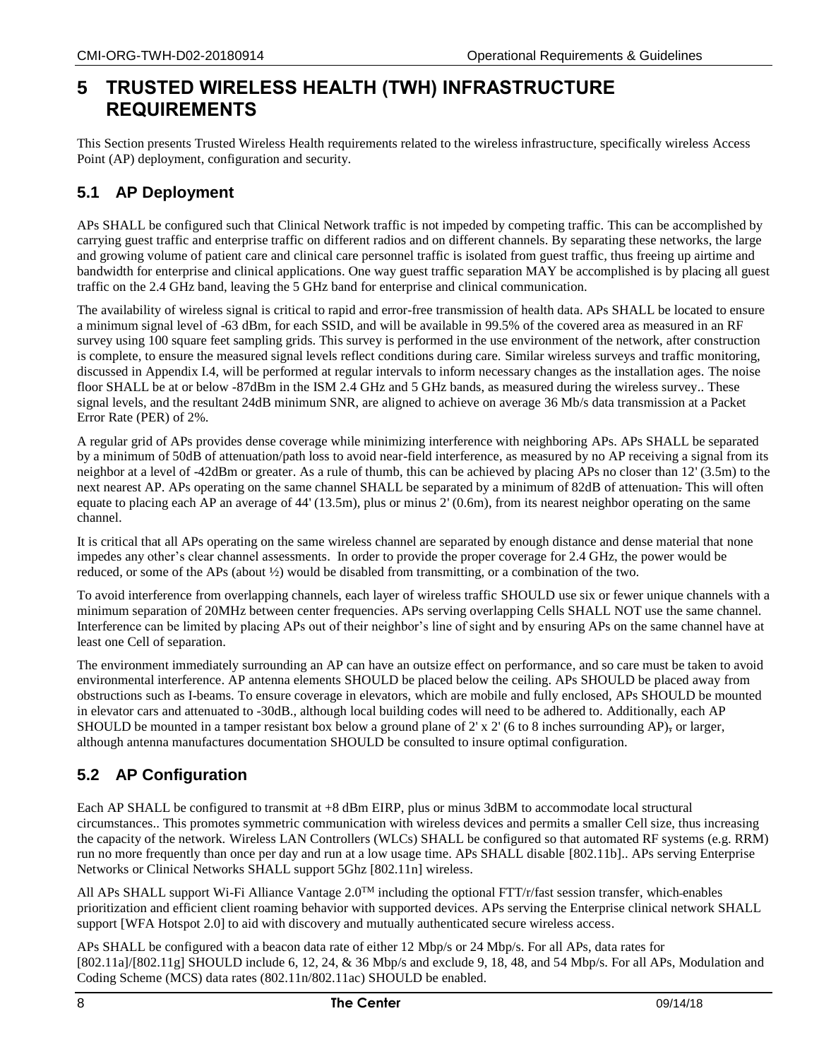# 5 TRUSTED WIRELESS HEALTH (TWH) INFRASTRUCTURE REQUIREMENTS

This Section presents Trusted Wireless Health requirements related to the wireless infrastructure, specifically wireless Access Point (AP) deployment, configuration and security.

## 5.1 AP Deployment

APs SHALL be configured such that Clinical Network traffic is not impeded by competing traffic. This can be accomplished by carrying guest traffic and enterprise traffic on different radios and on different channels. By separating these networks, the large and growing volume of patient care and clinical care personnel traffic is isolated from guest traffic, thus freeing up airtime and bandwidth for enterprise and clinical applications. One way guest traffic separation MAY be accomplished is by placing all guest traffic on the 2.4 GHz band, leaving the 5 GHz band for enterprise and clinical communication.

The availability of wireless signal is critical to rapid and error-free transmission of health data. APs SHALL be located to ensure a minimum signal level of -63 dBm, for each SSID, and will be available in 99.5% of the covered area as measured in an RF survey using 100 square feet sampling grids. This survey is performed in the use environment of the network, after construction is complete, to ensure the measured signal levels reflect conditions during care. Similar wireless surveys and traffic monitoring, discussed in Appendix I.4, will be performed at regular intervals to inform necessary changes as the installation ages. The noise floor SHALL be at or below -87dBm in the ISM 2.4 GHz and 5 GHz bands, as measured during the wireless survey.. These signal levels, and the resultant 24dB minimum SNR, are aligned to achieve on average 36 Mb/s data transmission at a Packet Error Rate (PER) of 2%.

A regular grid of APs provides dense coverage while minimizing interference with neighboring APs. APs SHALL be separated by a minimum of 50dB of attenuation/path loss to avoid near-field interference, as measured by no AP receiving a signal from its neighbor at a level of -42dBm or greater. As a rule of thumb, this can be achieved by placing APs no closer than 12' (3.5m) to the next nearest AP. APs operating on the same channel SHALL be separated by a minimum of 82dB of attenuation. This will often equate to placing each AP an average of 44' (13.5m), plus or minus 2' (0.6m), from its nearest neighbor operating on the same channel.

It is critical that all APs operating on the same wireless channel are separated by enough distance and dense material that none impedes any other's clear channel assessments. In order to provide the proper coverage for 2.4 GHz, the power would be reduced, or some of the APs (about ½) would be disabled from transmitting, or a combination of the two.

To avoid interference from overlapping channels, each layer of wireless traffic SHOULD use six or fewer unique channels with a minimum separation of 20MHz between center frequencies. APs serving overlapping Cells SHALL NOT use the same channel. Interference can be limited by placing APs out of their neighbor's line of sight and by ensuring APs on the same channel have at least one Cell of separation.

The environment immediately surrounding an AP can have an outsize effect on performance, and so care must be taken to avoid environmental interference. AP antenna elements SHOULD be placed below the ceiling. APs SHOULD be placed away from obstructions such as I-beams. To ensure coverage in elevators, which are mobile and fully enclosed, APs SHOULD be mounted in elevator cars and attenuated to -30dB., although local building codes will need to be adhered to. Additionally, each AP SHOULD be mounted in a tamper resistant box below a ground plane of 2' x 2' (6 to 8 inches surrounding AP), or larger, although antenna manufactures documentation SHOULD be consulted to insure optimal configuration.

## 5.2 AP Configuration

Each AP SHALL be configured to transmit at +8 dBm EIRP, plus or minus 3dBM to accommodate local structural circumstances.. This promotes symmetric communication with wireless devices and permits a smaller Cell size, thus increasing the capacity of the network. Wireless LAN Controllers (WLCs) SHALL be configured so that automated RF systems (e.g. RRM) run no more frequently than once per day and run at a low usage time. APs SHALL disable [802.11b].. APs serving Enterprise Networks or Clinical Networks SHALL support 5Ghz [802.11n] wireless.

All APs SHALL support Wi-Fi Alliance Vantage 2.0™ including the optional FTT/r/fast session transfer, which enables prioritization and efficient client roaming behavior with supported devices. APs serving the Enterprise clinical network SHALL support [WFA Hotspot 2.0] to aid with discovery and mutually authenticated secure wireless access.

APs SHALL be configured with a beacon data rate of either 12 Mbp/s or 24 Mbp/s. For all APs, data rates for [802.11a]/[802.11g] SHOULD include 6, 12, 24, & 36 Mbp/s and exclude 9, 18, 48, and 54 Mbp/s. For all APs, Modulation and Coding Scheme (MCS) data rates (802.11n/802.11ac) SHOULD be enabled.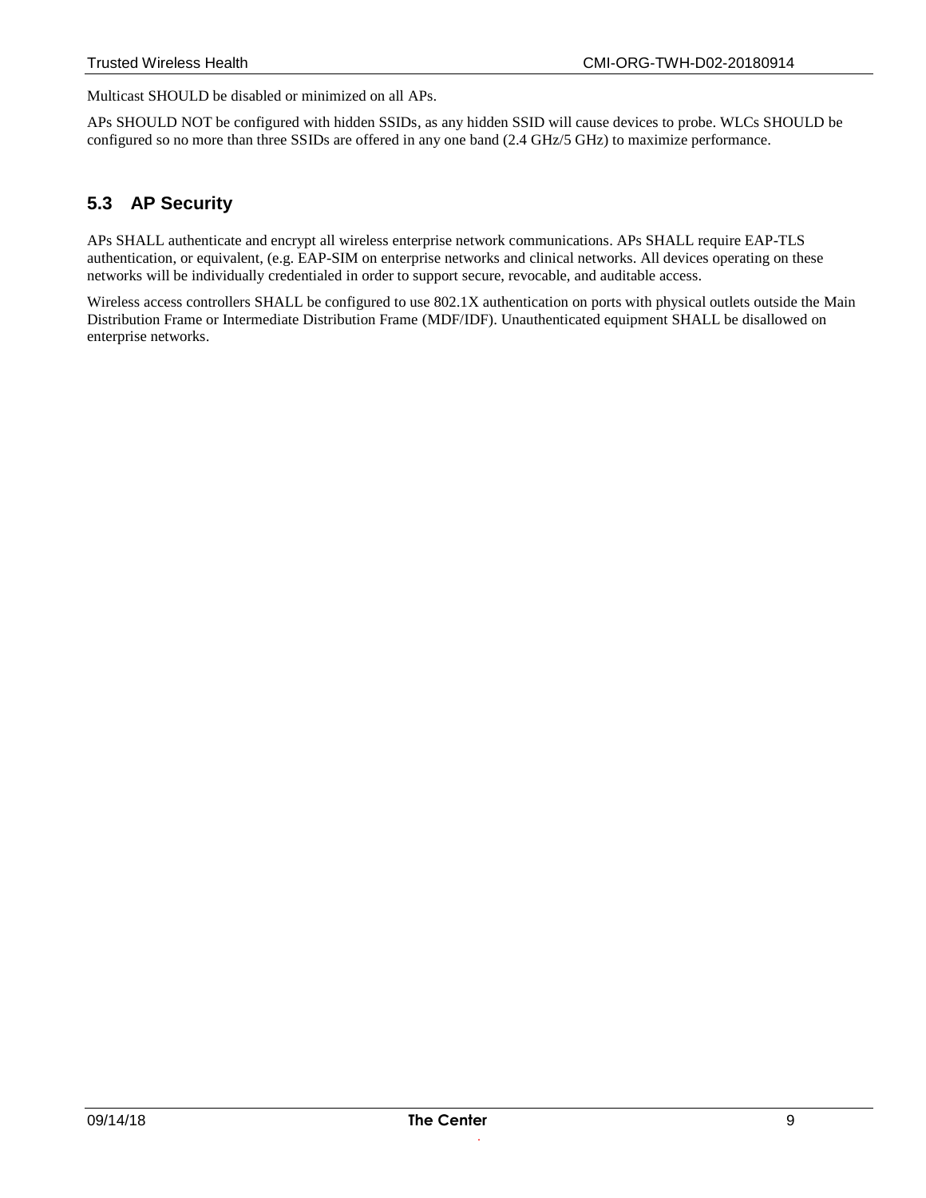Multicast SHOULD be disabled or minimized on all APs.

APs SHOULD NOT be configured with hidden SSIDs, as any hidden SSID will cause devices to probe. WLCs SHOULD be configured so no more than three SSIDs are offered in any one band (2.4 GHz/5 GHz) to maximize performance.

## 5.3 AP Security

APs SHALL authenticate and encrypt all wireless enterprise network communications. APs SHALL require EAP-TLS authentication, or equivalent, (e.g. EAP-SIM on enterprise networks and clinical networks. All devices operating on these networks will be individually credentialed in order to support secure, revocable, and auditable access.

Wireless access controllers SHALL be configured to use 802.1X authentication on ports with physical outlets outside the Main Distribution Frame or Intermediate Distribution Frame (MDF/IDF). Unauthenticated equipment SHALL be disallowed on enterprise networks.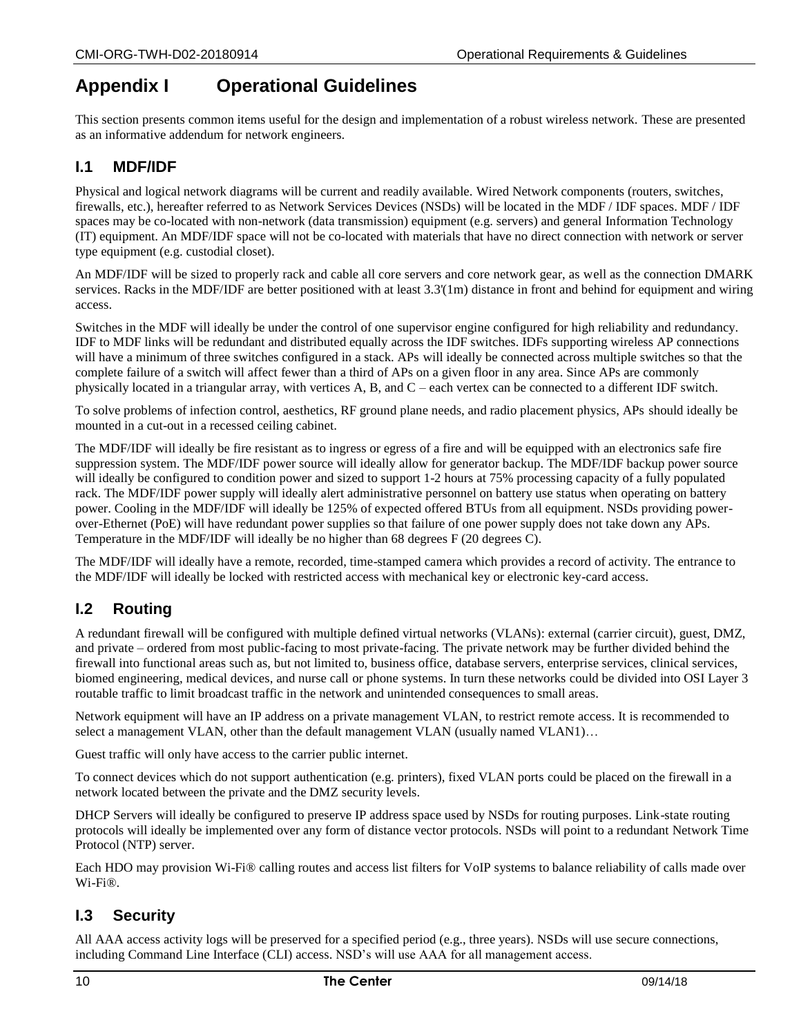# Appendix I Operational Guidelines

This section presents common items useful for the design and implementation of a robust wireless network. These are presented as an informative addendum for network engineers.

## I.1 MDF/IDF

Physical and logical network diagrams will be current and readily available. Wired Network components (routers, switches, firewalls, etc.), hereafter referred to as Network Services Devices (NSDs) will be located in the MDF / IDF spaces. MDF / IDF spaces may be co-located with non-network (data transmission) equipment (e.g. servers) and general Information Technology (IT) equipment. An MDF/IDF space will not be co-located with materials that have no direct connection with network or server type equipment (e.g. custodial closet).

An MDF/IDF will be sized to properly rack and cable all core servers and core network gear, as well as the connection DMARK services. Racks in the MDF/IDF are better positioned with at least 3.3'(1m) distance in front and behind for equipment and wiring access.

Switches in the MDF will ideally be under the control of one supervisor engine configured for high reliability and redundancy. IDF to MDF links will be redundant and distributed equally across the IDF switches. IDFs supporting wireless AP connections will have a minimum of three switches configured in a stack. APs will ideally be connected across multiple switches so that the complete failure of a switch will affect fewer than a third of APs on a given floor in any area. Since APs are commonly physically located in a triangular array, with vertices A, B, and C – each vertex can be connected to a different IDF switch.

To solve problems of infection control, aesthetics, RF ground plane needs, and radio placement physics, APs should ideally be mounted in a cut-out in a recessed ceiling cabinet.

The MDF/IDF will ideally be fire resistant as to ingress or egress of a fire and will be equipped with an electronics safe fire suppression system. The MDF/IDF power source will ideally allow for generator backup. The MDF/IDF backup power source will ideally be configured to condition power and sized to support 1-2 hours at 75% processing capacity of a fully populated rack. The MDF/IDF power supply will ideally alert administrative personnel on battery use status when operating on battery power. Cooling in the MDF/IDF will ideally be 125% of expected offered BTUs from all equipment. NSDs providing power-over-Ethernet (PoE) will have redundant power supplies so that failure of one power supply does not take down any APs. Temperature in the MDF/IDF will ideally be no higher than 68 degrees F (20 degrees C).

The MDF/IDF will ideally have a remote, recorded, time-stamped camera which provides a record of activity. The entrance to the MDF/IDF will ideally be locked with restricted access with mechanical key or electronic key-card access.

## I.2 Routing

A redundant firewall will be configured with multiple defined virtual networks (VLANs): external (carrier circuit), guest, DMZ, and private – ordered from most public-facing to most private-facing. The private network may be further divided behind the firewall into functional areas such as, but not limited to, business office, database servers, enterprise services, clinical services, biomed engineering, medical devices, and nurse call or phone systems. In turn these networks could be divided into OSI Layer 3 routable traffic to limit broadcast traffic in the network and unintended consequences to small areas.

Network equipment will have an IP address on a private management VLAN, to restrict remote access. It is recommended to select a management VLAN, other than the default management VLAN (usually named VLAN1)…

Guest traffic will only have access to the carrier public internet.

To connect devices which do not support authentication (e.g. printers), fixed VLAN ports could be placed on the firewall in a network located between the private and the DMZ security levels.

DHCP Servers will ideally be configured to preserve IP address space used by NSDs for routing purposes. Link-state routing protocols will ideally be implemented over any form of distance vector protocols. NSDs will point to a redundant Network Time Protocol (NTP) server.

Each HDO may provision Wi-Fi® calling routes and access list filters for VoIP systems to balance reliability of calls made over Wi-Fi®.

## I.3 Security

All AAA access activity logs will be preserved for a specified period (e.g., three years). NSDs will use secure connections, including Command Line Interface (CLI) access. NSD's will use AAA for all management access.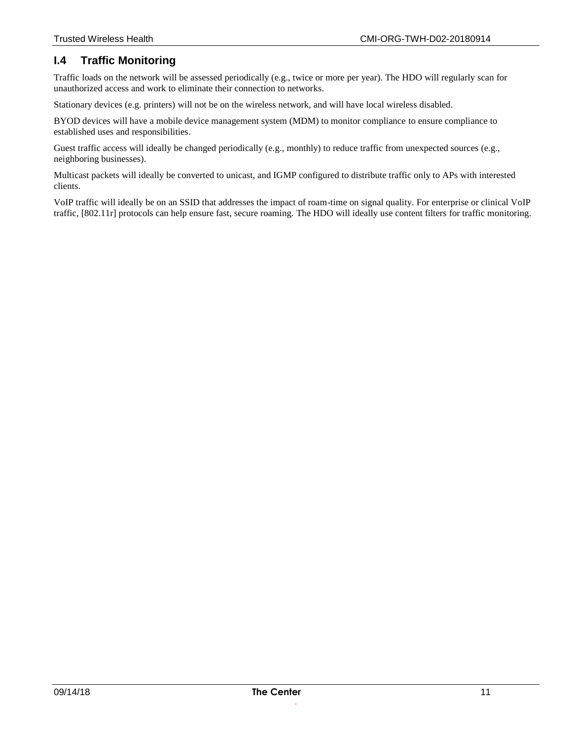## I.4 Traffic Monitoring

Traffic loads on the network will be assessed periodically (e.g., twice or more per year). The HDO will regularly scan for unauthorized access and work to eliminate their connection to networks.

Stationary devices (e.g. printers) will not be on the wireless network, and will have local wireless disabled.

BYOD devices will have a mobile device management system (MDM) to monitor compliance to ensure compliance to established uses and responsibilities.

Guest traffic access will ideally be changed periodically (e.g., monthly) to reduce traffic from unexpected sources (e.g., neighboring businesses).

Multicast packets will ideally be converted to unicast, and IGMP configured to distribute traffic only to APs with interested clients.

VoIP traffic will ideally be on an SSID that addresses the impact of roam-time on signal quality. For enterprise or clinical VoIP traffic, [802.11r] protocols can help ensure fast, secure roaming. The HDO will ideally use content filters for traffic monitoring.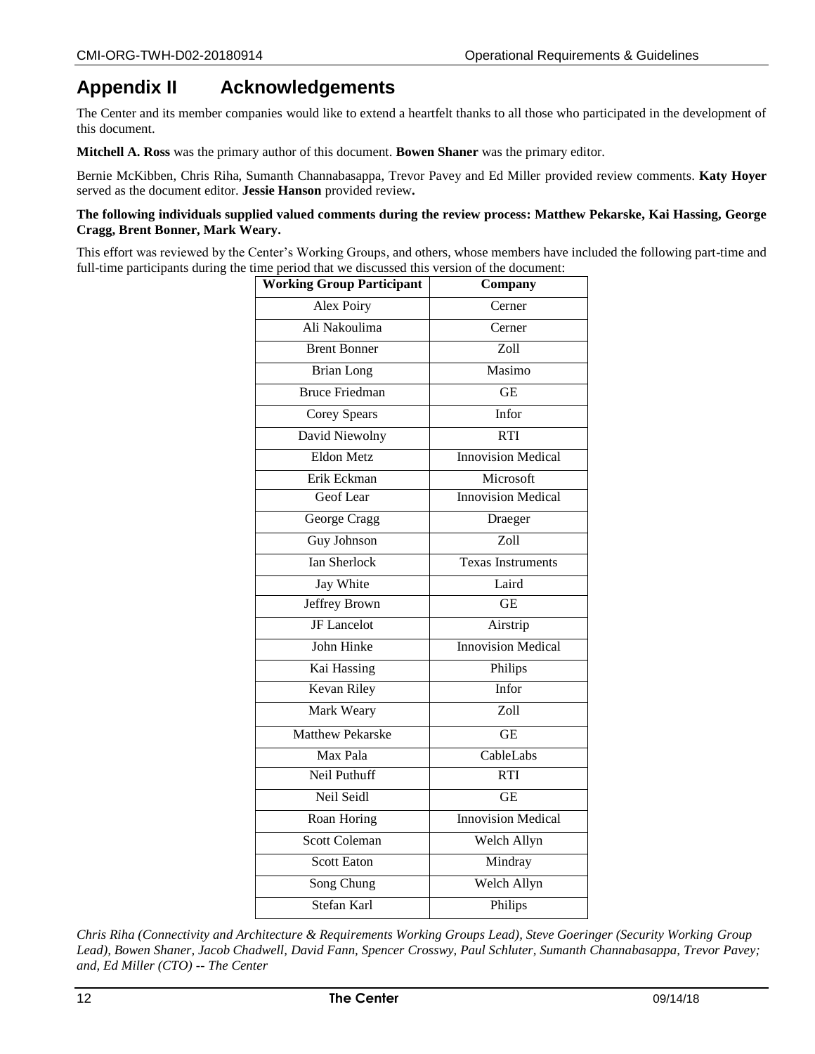# Appendix II Acknowledgements

The Center and its member companies would like to extend a heartfelt thanks to all those who participated in the development of this document.

**Mitchell A. Ross** was the primary author of this document. **Bowen Shaner** was the primary editor.

Bernie McKibben, Chris Riha, Sumanth Channabasappa, Trevor Pavey and Ed Miller provided review comments. **Katy Hoyer** served as the document editor. **Jessie Hanson** provided review**.**

**The following individuals supplied valued comments during the review process: Matthew Pekarske, Kai Hassing, George Cragg, Brent Bonner, Mark Weary.**

This effort was reviewed by the Center's Working Groups, and others, whose members have included the following part-time and full-time participants during the time period that we discussed this version of the document:

| Working Group Participant | Company |
|---|---|
| Alex Poiry | Cerner |
| Ali Nakoulima | Cerner |
| Brent Bonner | Zoll |
| Brian Long | Masimo |
| Bruce Friedman | GE |
| Corey Spears | Infor |
| David Niewolny | RTI |
| Eldon Metz | Innovision Medical |
| Erik Eckman | Microsoft |
| Geof Lear | Innovision Medical |
| George Cragg | Draeger |
| Guy Johnson | Zoll |
| Ian Sherlock | Texas Instruments |
| Jay White | Laird |
| Jeffrey Brown | GE |
| JF Lancelot | Airstrip |
| John Hinke | Innovision Medical |
| Kai Hassing | Philips |
| Kevan Riley | Infor |
| Mark Weary | Zoll |
| Matthew Pekarske | GE |
| Max Pala | CableLabs |
| Neil Puthuff | RTI |
| Neil Seidl | GE |
| Roan Horing | Innovision Medical |
| Scott Coleman | Welch Allyn |
| Scott Eaton | Mindray |
| Song Chung | Welch Allyn |
| Stefan Karl | Philips |

*Chris Riha (Connectivity and Architecture & Requirements Working Groups Lead), Steve Goeringer (Security Working Group Lead), Bowen Shaner, Jacob Chadwell, David Fann, Spencer Crosswy, Paul Schluter, Sumanth Channabasappa, Trevor Pavey; and, Ed Miller (CTO) -- The Center*